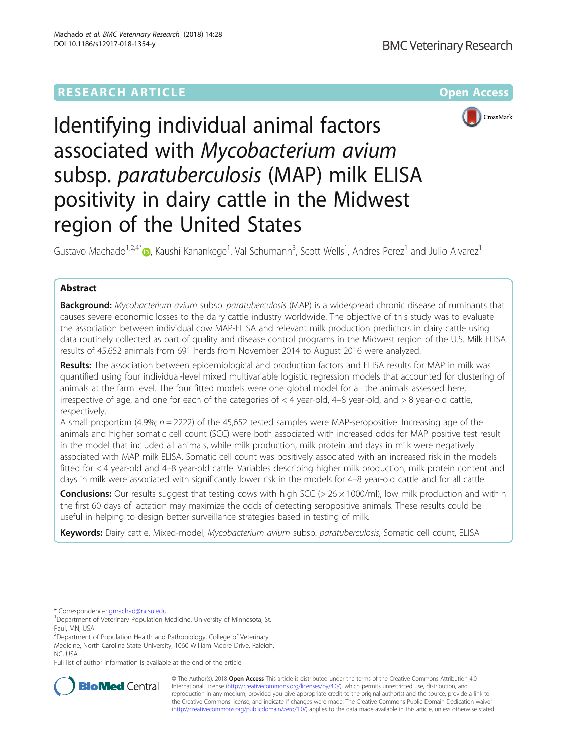RESEARCH ARTICLE

Open Access

# Identifying individual animal factors associated with *Mycobacterium avium* subsp. *paratuberculosis* (MAP) milk ELISA positivity in dairy cattle in the Midwest region of the United States

Gustavo Machado[1,2,4*], Kaushi Kanankege[1], Val Schumann[3], Scott Wells[1], Andres Perez[1] and Julio Alvarez[1]

## Abstract

**Background:** *Mycobacterium avium* subsp. *paratuberculosis* (MAP) is a widespread chronic disease of ruminants that causes severe economic losses to the dairy cattle industry worldwide. The objective of this study was to evaluate the association between individual cow MAP-ELISA and relevant milk production predictors in dairy cattle using data routinely collected as part of quality and disease control programs in the Midwest region of the U.S. Milk ELISA results of 45,652 animals from 691 herds from November 2014 to August 2016 were analyzed.

**Results:** The association between epidemiological and production factors and ELISA results for MAP in milk was quantified using four individual-level mixed multivariable logistic regression models that accounted for clustering of animals at the farm level. The four fitted models were one global model for all the animals assessed here, irrespective of age, and one for each of the categories of < 4 year-old, 4–8 year-old, and > 8 year-old cattle, respectively.

A small proportion (4.9%; $n = 2222$) of the 45,652 tested samples were MAP-seropositive. Increasing age of the animals and higher somatic cell count (SCC) were both associated with increased odds for MAP positive test result in the model that included all animals, while milk production, milk protein and days in milk were negatively associated with MAP milk ELISA. Somatic cell count was positively associated with an increased risk in the models fitted for < 4 year-old and 4–8 year-old cattle. Variables describing higher milk production, milk protein content and days in milk were associated with significantly lower risk in the models for 4–8 year-old cattle and for all cattle.

**Conclusions:** Our results suggest that testing cows with high SCC (> 26 × 1000/ml), low milk production and within the first 60 days of lactation may maximize the odds of detecting seropositive animals. These results could be useful in helping to design better surveillance strategies based in testing of milk.

**Keywords:** Dairy cattle, Mixed-model, *Mycobacterium avium* subsp. *paratuberculosis*, Somatic cell count, ELISA

---

\* Correspondence: gmachad@ncsu.edu

[1]Department of Veterinary Population Medicine, University of Minnesota, St. Paul, MN, USA

[2]Department of Population Health and Pathobiology, College of Veterinary Medicine, North Carolina State University, 1060 William Moore Drive, Raleigh, NC, USA

Full list of author information is available at the end of the article

© The Author(s). 2018 **Open Access** This article is distributed under the terms of the Creative Commons Attribution 4.0 International License (http://creativecommons.org/licenses/by/4.0/), which permits unrestricted use, distribution, and reproduction in any medium, provided you give appropriate credit to the original author(s) and the source, provide a link to the Creative Commons license, and indicate if changes were made. The Creative Commons Public Domain Dedication waiver (http://creativecommons.org/publicdomain/zero/1.0/) applies to the data made available in this article, unless otherwise stated.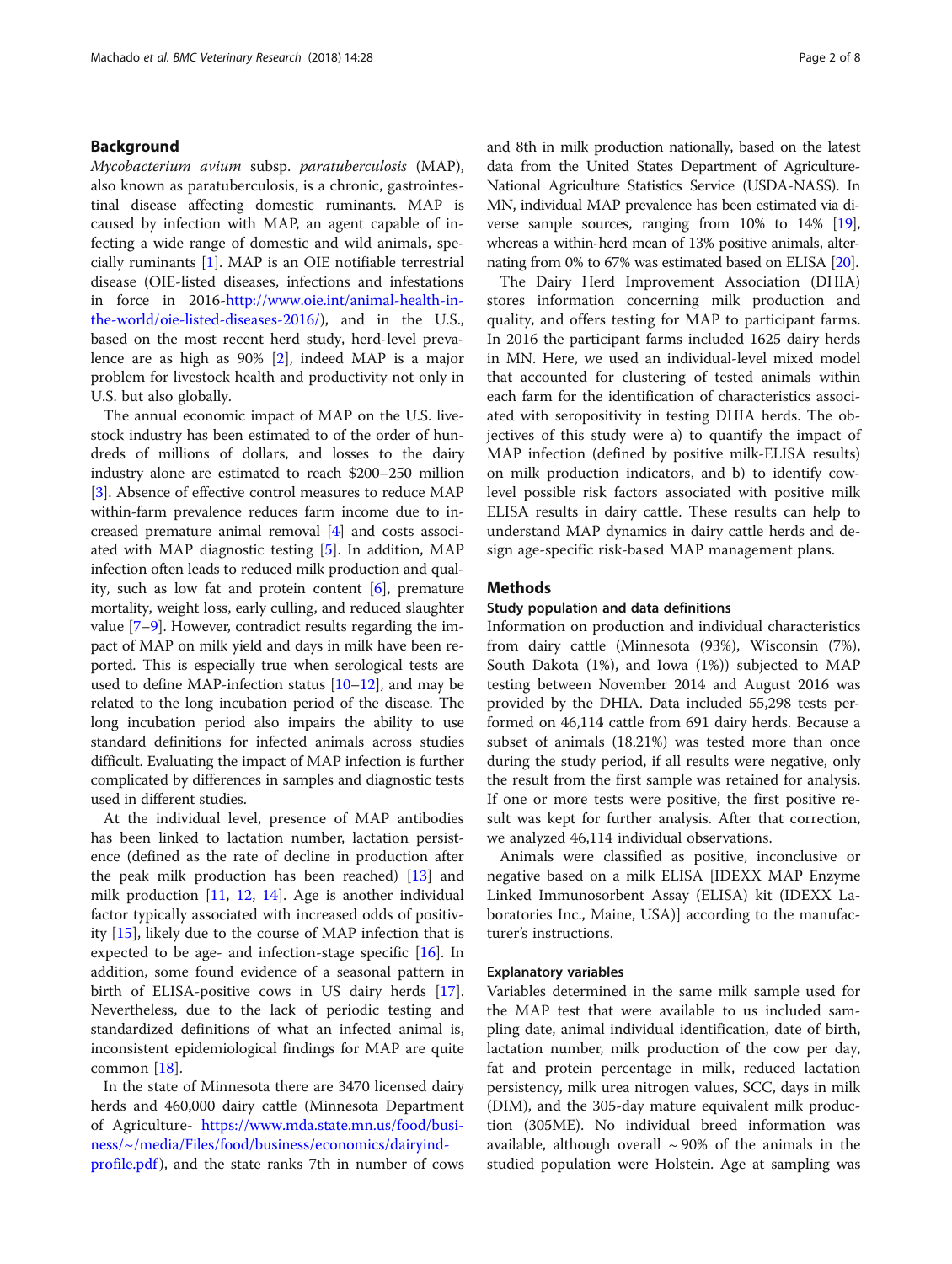## Background

*Mycobacterium avium* subsp. *paratuberculosis* (MAP), also known as paratuberculosis, is a chronic, gastrointestinal disease affecting domestic ruminants. MAP is caused by infection with MAP, an agent capable of infecting a wide range of domestic and wild animals, specially ruminants [1]. MAP is an OIE notifiable terrestrial disease (OIE-listed diseases, infections and infestations in force in 2016-http://www.oie.int/animal-health-in-the-world/oie-listed-diseases-2016/), and in the U.S., based on the most recent herd study, herd-level prevalence are as high as 90% [2], indeed MAP is a major problem for livestock health and productivity not only in U.S. but also globally.

The annual economic impact of MAP on the U.S. livestock industry has been estimated to of the order of hundreds of millions of dollars, and losses to the dairy industry alone are estimated to reach $200–250 million [3]. Absence of effective control measures to reduce MAP within-farm prevalence reduces farm income due to increased premature animal removal [4] and costs associated with MAP diagnostic testing [5]. In addition, MAP infection often leads to reduced milk production and quality, such as low fat and protein content [6], premature mortality, weight loss, early culling, and reduced slaughter value [7–9]. However, contradict results regarding the impact of MAP on milk yield and days in milk have been reported. This is especially true when serological tests are used to define MAP-infection status [10–12], and may be related to the long incubation period of the disease. The long incubation period also impairs the ability to use standard definitions for infected animals across studies difficult. Evaluating the impact of MAP infection is further complicated by differences in samples and diagnostic tests used in different studies.

At the individual level, presence of MAP antibodies has been linked to lactation number, lactation persistence (defined as the rate of decline in production after the peak milk production has been reached) [13] and milk production [11, 12, 14]. Age is another individual factor typically associated with increased odds of positivity [15], likely due to the course of MAP infection that is expected to be age- and infection-stage specific [16]. In addition, some found evidence of a seasonal pattern in birth of ELISA-positive cows in US dairy herds [17]. Nevertheless, due to the lack of periodic testing and standardized definitions of what an infected animal is, inconsistent epidemiological findings for MAP are quite common [18].

In the state of Minnesota there are 3470 licensed dairy herds and 460,000 dairy cattle (Minnesota Department of Agriculture- https://www.mda.state.mn.us/food/business/~/media/Files/food/business/economics/dairyind-profile.pdf), and the state ranks 7th in number of cows and 8th in milk production nationally, based on the latest data from the United States Department of Agriculture-National Agriculture Statistics Service (USDA-NASS). In MN, individual MAP prevalence has been estimated via diverse sample sources, ranging from 10% to 14% [19], whereas a within-herd mean of 13% positive animals, alternating from 0% to 67% was estimated based on ELISA [20].

The Dairy Herd Improvement Association (DHIA) stores information concerning milk production and quality, and offers testing for MAP to participant farms. In 2016 the participant farms included 1625 dairy herds in MN. Here, we used an individual-level mixed model that accounted for clustering of tested animals within each farm for the identification of characteristics associated with seropositivity in testing DHIA herds. The objectives of this study were a) to quantify the impact of MAP infection (defined by positive milk-ELISA results) on milk production indicators, and b) to identify cow-level possible risk factors associated with positive milk ELISA results in dairy cattle. These results can help to understand MAP dynamics in dairy cattle herds and design age-specific risk-based MAP management plans.

## Methods

### Study population and data definitions

Information on production and individual characteristics from dairy cattle (Minnesota (93%), Wisconsin (7%), South Dakota (1%), and Iowa (1%)) subjected to MAP testing between November 2014 and August 2016 was provided by the DHIA. Data included 55,298 tests performed on 46,114 cattle from 691 dairy herds. Because a subset of animals (18.21%) was tested more than once during the study period, if all results were negative, only the result from the first sample was retained for analysis. If one or more tests were positive, the first positive result was kept for further analysis. After that correction, we analyzed 46,114 individual observations.

Animals were classified as positive, inconclusive or negative based on a milk ELISA [IDEXX MAP Enzyme Linked Immunosorbent Assay (ELISA) kit (IDEXX Laboratories Inc., Maine, USA)] according to the manufacturer's instructions.

### Explanatory variables

Variables determined in the same milk sample used for the MAP test that were available to us included sampling date, animal individual identification, date of birth, lactation number, milk production of the cow per day, fat and protein percentage in milk, reduced lactation persistency, milk urea nitrogen values, SCC, days in milk (DIM), and the 305-day mature equivalent milk production (305ME). No individual breed information was available, although overall ~ 90% of the animals in the studied population were Holstein. Age at sampling was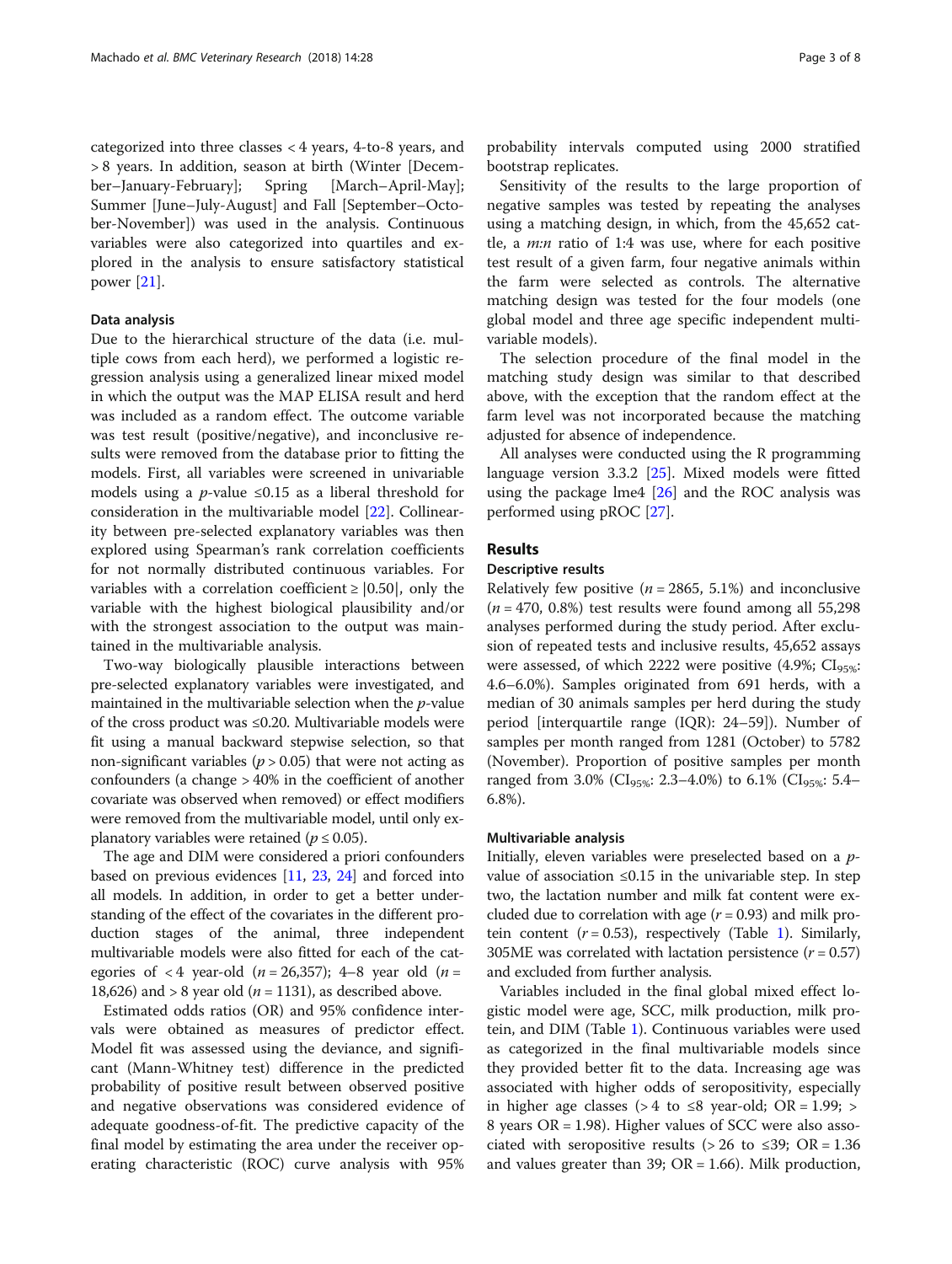categorized into three classes < 4 years, 4-to-8 years, and > 8 years. In addition, season at birth (Winter [December–January-February]; Spring [March–April-May]; Summer [June–July-August] and Fall [September–October-November]) was used in the analysis. Continuous variables were also categorized into quartiles and explored in the analysis to ensure satisfactory statistical power [21].

### Data analysis

Due to the hierarchical structure of the data (i.e. multiple cows from each herd), we performed a logistic regression analysis using a generalized linear mixed model in which the output was the MAP ELISA result and herd was included as a random effect. The outcome variable was test result (positive/negative), and inconclusive results were removed from the database prior to fitting the models. First, all variables were screened in univariable models using a $p$-value ≤0.15 as a liberal threshold for consideration in the multivariable model [22]. Collinearity between pre-selected explanatory variables was then explored using Spearman's rank correlation coefficients for not normally distributed continuous variables. For variables with a correlation coefficient ≥ |0.50|, only the variable with the highest biological plausibility and/or with the strongest association to the output was maintained in the multivariable analysis.

Two-way biologically plausible interactions between pre-selected explanatory variables were investigated, and maintained in the multivariable selection when the $p$-value of the cross product was ≤0.20. Multivariable models were fit using a manual backward stepwise selection, so that non-significant variables ($p > 0.05$) that were not acting as confounders (a change > 40% in the coefficient of another covariate was observed when removed) or effect modifiers were removed from the multivariable model, until only explanatory variables were retained ($p \leq 0.05$).

The age and DIM were considered a priori confounders based on previous evidences [11, 23, 24] and forced into all models. In addition, in order to get a better understanding of the effect of the covariates in the different production stages of the animal, three independent multivariable models were also fitted for each of the categories of < 4 year-old ($n$ = 26,357); 4–8 year old ($n$ = 18,626) and > 8 year old ($n$ = 1131), as described above.

Estimated odds ratios (OR) and 95% confidence intervals were obtained as measures of predictor effect. Model fit was assessed using the deviance, and significant (Mann-Whitney test) difference in the predicted probability of positive result between observed positive and negative observations was considered evidence of adequate goodness-of-fit. The predictive capacity of the final model by estimating the area under the receiver operating characteristic (ROC) curve analysis with 95% probability intervals computed using 2000 stratified bootstrap replicates.

Sensitivity of the results to the large proportion of negative samples was tested by repeating the analyses using a matching design, in which, from the 45,652 cattle, a $m{:}n$ ratio of 1:4 was use, where for each positive test result of a given farm, four negative animals within the farm were selected as controls. The alternative matching design was tested for the four models (one global model and three age specific independent multivariable models).

The selection procedure of the final model in the matching study design was similar to that described above, with the exception that the random effect at the farm level was not incorporated because the matching adjusted for absence of independence.

All analyses were conducted using the R programming language version 3.3.2 [25]. Mixed models were fitted using the package lme4 [26] and the ROC analysis was performed using pROC [27].

## Results

### Descriptive results

Relatively few positive ($n$ = 2865, 5.1%) and inconclusive ($n$ = 470, 0.8%) test results were found among all 55,298 analyses performed during the study period. After exclusion of repeated tests and inclusive results, 45,652 assays were assessed, of which 2222 were positive (4.9%; $CI_{95\%}$: 4.6–6.0%). Samples originated from 691 herds, with a median of 30 animals samples per herd during the study period [interquartile range (IQR): 24–59]). Number of samples per month ranged from 1281 (October) to 5782 (November). Proportion of positive samples per month ranged from 3.0% ($CI_{95\%}$: 2.3–4.0%) to 6.1% ($CI_{95\%}$: 5.4–6.8%).

### Multivariable analysis

Initially, eleven variables were preselected based on a $p$-value of association ≤0.15 in the univariable step. In step two, the lactation number and milk fat content were excluded due to correlation with age ($r = 0.93$) and milk protein content ($r = 0.53$), respectively (Table 1). Similarly, 305ME was correlated with lactation persistence ($r = 0.57$) and excluded from further analysis.

Variables included in the final global mixed effect logistic model were age, SCC, milk production, milk protein, and DIM (Table 1). Continuous variables were used as categorized in the final multivariable models since they provided better fit to the data. Increasing age was associated with higher odds of seropositivity, especially in higher age classes (> 4 to ≤8 year-old; OR = 1.99; > 8 years OR = 1.98). Higher values of SCC were also associated with seropositive results (> 26 to ≤39; OR = 1.36 and values greater than 39; OR = 1.66). Milk production,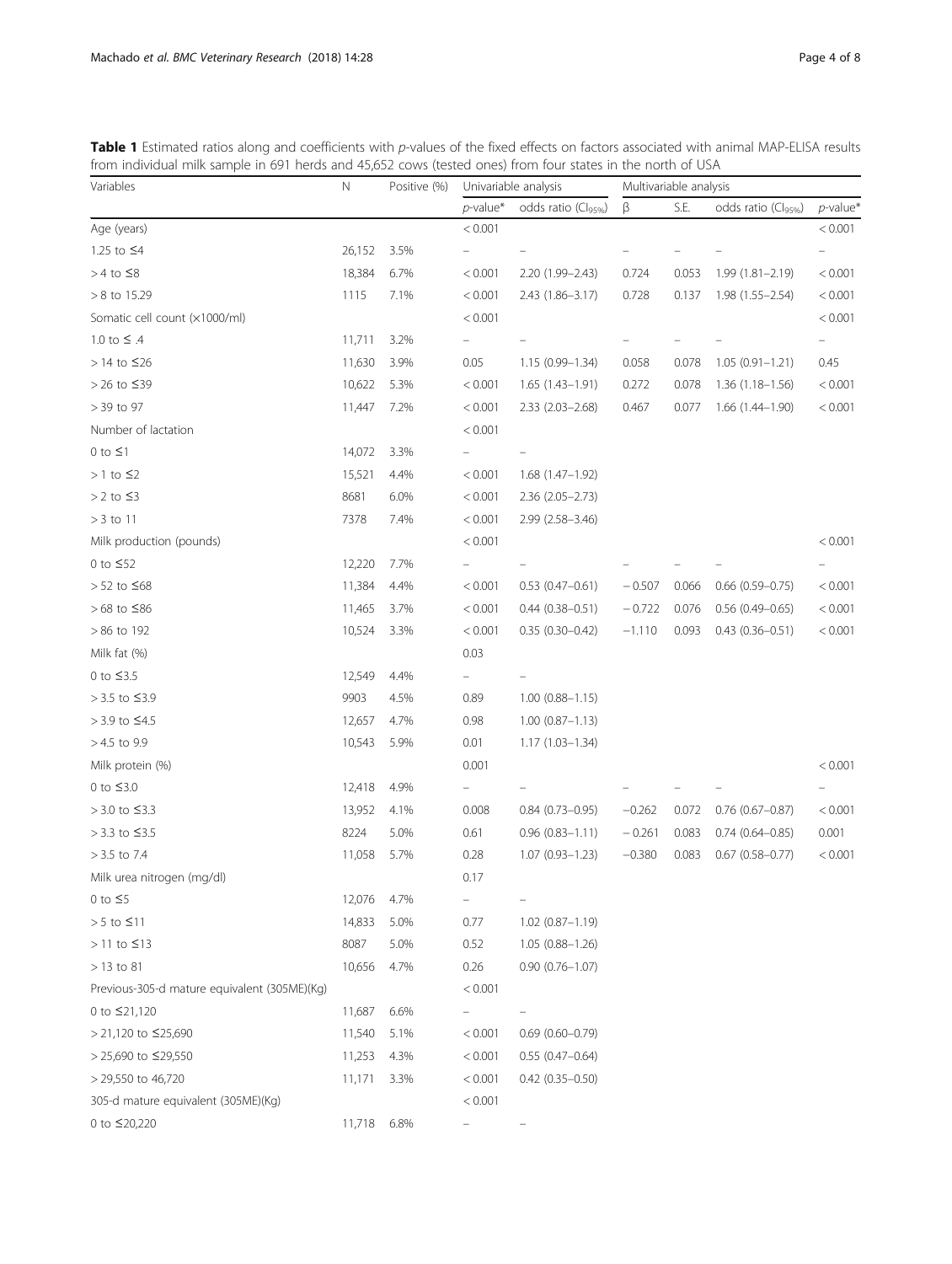**Table 1** Estimated ratios along and coefficients with *p*-values of the fixed effects on factors associated with animal MAP-ELISA results from individual milk sample in 691 herds and 45,652 cows (tested ones) from four states in the north of USA

| Variables | N | Positive (%) | Univariable analysis | | Multivariable analysis | | | |
|---|---|---|---|---|---|---|---|---|
| | | | *p*-value* | odds ratio ($CI_{95\%}$) | β | S.E. | odds ratio ($CI_{95\%}$) | *p*-value* |
| Age (years) | | | < 0.001 | | | | | < 0.001 |
| 1.25 to ≤4 | 26,152 | 3.5% | – | – | – | – | – | – |
| > 4 to ≤8 | 18,384 | 6.7% | < 0.001 | 2.20 (1.99–2.43) | 0.724 | 0.053 | 1.99 (1.81–2.19) | < 0.001 |
| > 8 to 15.29 | 1115 | 7.1% | < 0.001 | 2.43 (1.86–3.17) | 0.728 | 0.137 | 1.98 (1.55–2.54) | < 0.001 |
| Somatic cell count (×1000/ml) | | | < 0.001 | | | | | < 0.001 |
| 1.0 to ≤ .4 | 11,711 | 3.2% | – | – | – | – | – | – |
| > 14 to ≤26 | 11,630 | 3.9% | 0.05 | 1.15 (0.99–1.34) | 0.058 | 0.078 | 1.05 (0.91–1.21) | 0.45 |
| > 26 to ≤39 | 10,622 | 5.3% | < 0.001 | 1.65 (1.43–1.91) | 0.272 | 0.078 | 1.36 (1.18–1.56) | < 0.001 |
| > 39 to 97 | 11,447 | 7.2% | < 0.001 | 2.33 (2.03–2.68) | 0.467 | 0.077 | 1.66 (1.44–1.90) | < 0.001 |
| Number of lactation | | | < 0.001 | | | | | |
| 0 to ≤1 | 14,072 | 3.3% | – | – | | | | |
| > 1 to ≤2 | 15,521 | 4.4% | < 0.001 | 1.68 (1.47–1.92) | | | | |
| > 2 to ≤3 | 8681 | 6.0% | < 0.001 | 2.36 (2.05–2.73) | | | | |
| > 3 to 11 | 7378 | 7.4% | < 0.001 | 2.99 (2.58–3.46) | | | | |
| Milk production (pounds) | | | < 0.001 | | | | | < 0.001 |
| 0 to ≤52 | 12,220 | 7.7% | – | – | – | – | – | – |
| > 52 to ≤68 | 11,384 | 4.4% | < 0.001 | 0.53 (0.47–0.61) | − 0.507 | 0.066 | 0.66 (0.59–0.75) | < 0.001 |
| > 68 to ≤86 | 11,465 | 3.7% | < 0.001 | 0.44 (0.38–0.51) | − 0.722 | 0.076 | 0.56 (0.49–0.65) | < 0.001 |
| > 86 to 192 | 10,524 | 3.3% | < 0.001 | 0.35 (0.30–0.42) | −1.110 | 0.093 | 0.43 (0.36–0.51) | < 0.001 |
| Milk fat (%) | | | 0.03 | | | | | |
| 0 to ≤3.5 | 12,549 | 4.4% | – | – | | | | |
| > 3.5 to ≤3.9 | 9903 | 4.5% | 0.89 | 1.00 (0.88–1.15) | | | | |
| > 3.9 to ≤4.5 | 12,657 | 4.7% | 0.98 | 1.00 (0.87–1.13) | | | | |
| > 4.5 to 9.9 | 10,543 | 5.9% | 0.01 | 1.17 (1.03–1.34) | | | | |
| Milk protein (%) | | | 0.001 | | | | | < 0.001 |
| 0 to ≤3.0 | 12,418 | 4.9% | – | – | – | – | – | – |
| > 3.0 to ≤3.3 | 13,952 | 4.1% | 0.008 | 0.84 (0.73–0.95) | −0.262 | 0.072 | 0.76 (0.67–0.87) | < 0.001 |
| > 3.3 to ≤3.5 | 8224 | 5.0% | 0.61 | 0.96 (0.83–1.11) | − 0.261 | 0.083 | 0.74 (0.64–0.85) | 0.001 |
| > 3.5 to 7.4 | 11,058 | 5.7% | 0.28 | 1.07 (0.93–1.23) | −0.380 | 0.083 | 0.67 (0.58–0.77) | < 0.001 |
| Milk urea nitrogen (mg/dl) | | | 0.17 | | | | | |
| 0 to ≤5 | 12,076 | 4.7% | – | – | | | | |
| > 5 to ≤11 | 14,833 | 5.0% | 0.77 | 1.02 (0.87–1.19) | | | | |
| > 11 to ≤13 | 8087 | 5.0% | 0.52 | 1.05 (0.88–1.26) | | | | |
| > 13 to 81 | 10,656 | 4.7% | 0.26 | 0.90 (0.76–1.07) | | | | |
| Previous-305-d mature equivalent (305ME)(Kg) | | | < 0.001 | | | | | |
| 0 to ≤21,120 | 11,687 | 6.6% | – | – | | | | |
| > 21,120 to ≤25,690 | 11,540 | 5.1% | < 0.001 | 0.69 (0.60–0.79) | | | | |
| > 25,690 to ≤29,550 | 11,253 | 4.3% | < 0.001 | 0.55 (0.47–0.64) | | | | |
| > 29,550 to 46,720 | 11,171 | 3.3% | < 0.001 | 0.42 (0.35–0.50) | | | | |
| 305-d mature equivalent (305ME)(Kg) | | | < 0.001 | | | | | |
| 0 to ≤20,220 | 11,718 | 6.8% | – | – | | | | |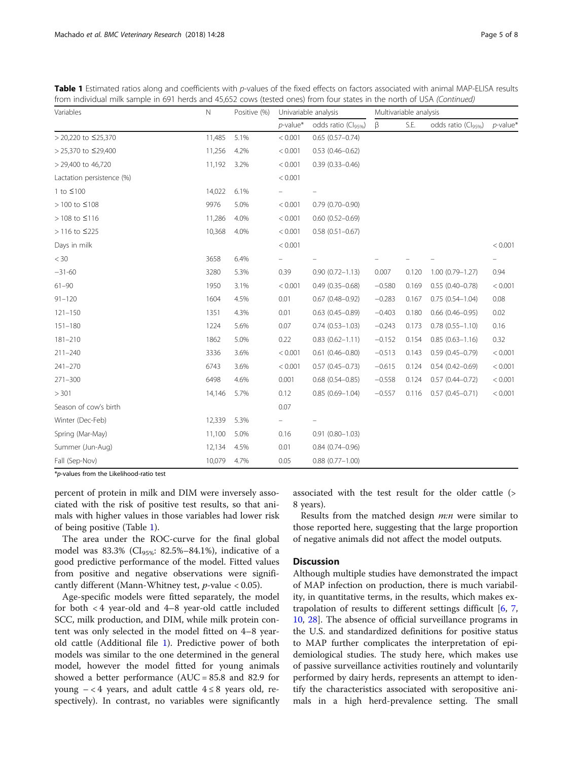**Table 1** Estimated ratios along and coefficients with *p*-values of the fixed effects on factors associated with animal MAP-ELISA results from individual milk sample in 691 herds and 45,652 cows (tested ones) from four states in the north of USA *(Continued)*

| Variables | N | Positive (%) | Univariable analysis | | Multivariable analysis | | | |
|---|---|---|---|---|---|---|---|---|
| | | | *p*-value* | odds ratio ($CI_{95\%}$) | β | S.E. | odds ratio ($CI_{95\%}$) | *p*-value* |
| > 20,220 to ≤25,370 | 11,485 | 5.1% | < 0.001 | 0.65 (0.57–0.74) | | | | |
| > 25,370 to ≤29,400 | 11,256 | 4.2% | < 0.001 | 0.53 (0.46–0.62) | | | | |
| > 29,400 to 46,720 | 11,192 | 3.2% | < 0.001 | 0.39 (0.33–0.46) | | | | |
| Lactation persistence (%) | | | < 0.001 | | | | | |
| 1 to ≤100 | 14,022 | 6.1% | – | – | | | | |
| > 100 to ≤108 | 9976 | 5.0% | < 0.001 | 0.79 (0.70–0.90) | | | | |
| > 108 to ≤116 | 11,286 | 4.0% | < 0.001 | 0.60 (0.52–0.69) | | | | |
| > 116 to ≤225 | 10,368 | 4.0% | < 0.001 | 0.58 (0.51–0.67) | | | | |
| Days in milk | | | < 0.001 | | | | | < 0.001 |
| < 30 | 3658 | 6.4% | – | – | – | – | – | – |
| −31-60 | 3280 | 5.3% | 0.39 | 0.90 (0.72–1.13) | 0.007 | 0.120 | 1.00 (0.79–1.27) | 0.94 |
| 61–90 | 1950 | 3.1% | < 0.001 | 0.49 (0.35–0.68) | −0.580 | 0.169 | 0.55 (0.40–0.78) | < 0.001 |
| 91–120 | 1604 | 4.5% | 0.01 | 0.67 (0.48–0.92) | −0.283 | 0.167 | 0.75 (0.54–1.04) | 0.08 |
| 121–150 | 1351 | 4.3% | 0.01 | 0.63 (0.45–0.89) | −0.403 | 0.180 | 0.66 (0.46–0.95) | 0.02 |
| 151–180 | 1224 | 5.6% | 0.07 | 0.74 (0.53–1.03) | −0.243 | 0.173 | 0.78 (0.55–1.10) | 0.16 |
| 181–210 | 1862 | 5.0% | 0.22 | 0.83 (0.62–1.11) | −0.152 | 0.154 | 0.85 (0.63–1.16) | 0.32 |
| 211–240 | 3336 | 3.6% | < 0.001 | 0.61 (0.46–0.80) | −0.513 | 0.143 | 0.59 (0.45–0.79) | < 0.001 |
| 241–270 | 6743 | 3.6% | < 0.001 | 0.57 (0.45–0.73) | −0.615 | 0.124 | 0.54 (0.42–0.69) | < 0.001 |
| 271–300 | 6498 | 4.6% | 0.001 | 0.68 (0.54–0.85) | −0.558 | 0.124 | 0.57 (0.44–0.72) | < 0.001 |
| > 301 | 14,146 | 5.7% | 0.12 | 0.85 (0.69–1.04) | −0.557 | 0.116 | 0.57 (0.45–0.71) | < 0.001 |
| Season of cow's birth | | | 0.07 | | | | | |
| Winter (Dec-Feb) | 12,339 | 5.3% | – | – | | | | |
| Spring (Mar-May) | 11,100 | 5.0% | 0.16 | 0.91 (0.80–1.03) | | | | |
| Summer (Jun-Aug) | 12,134 | 4.5% | 0.01 | 0.84 (0.74–0.96) | | | | |
| Fall (Sep-Nov) | 10,079 | 4.7% | 0.05 | 0.88 (0.77–1.00) | | | | |

\**p*-values from the Likelihood-ratio test

percent of protein in milk and DIM were inversely associated with the risk of positive test results, so that animals with higher values in those variables had lower risk of being positive (Table 1).

The area under the ROC-curve for the final global model was 83.3% ($CI_{95\%}$: 82.5%–84.1%), indicative of a good predictive performance of the model. Fitted values from positive and negative observations were significantly different (Mann-Whitney test, *p*-value < 0.05).

Age-specific models were fitted separately, the model for both < 4 year-old and 4–8 year-old cattle included SCC, milk production, and DIM, while milk protein content was only selected in the model fitted on 4–8 year-old cattle (Additional file 1). Predictive power of both models was similar to the one determined in the general model, however the model fitted for young animals showed a better performance (AUC = 85.8 and 82.9 for young – < 4 years, and adult cattle 4 ≤ 8 years old, respectively). In contrast, no variables were significantly associated with the test result for the older cattle (> 8 years).

Results from the matched design *m:n* were similar to those reported here, suggesting that the large proportion of negative animals did not affect the model outputs.

## Discussion

Although multiple studies have demonstrated the impact of MAP infection on production, there is much variability, in quantitative terms, in the results, which makes extrapolation of results to different settings difficult [6, 7, 10, 28]. The absence of official surveillance programs in the U.S. and standardized definitions for positive status to MAP further complicates the interpretation of epidemiological studies. The study here, which makes use of passive surveillance activities routinely and voluntarily performed by dairy herds, represents an attempt to identify the characteristics associated with seropositive animals in a high herd-prevalence setting. The small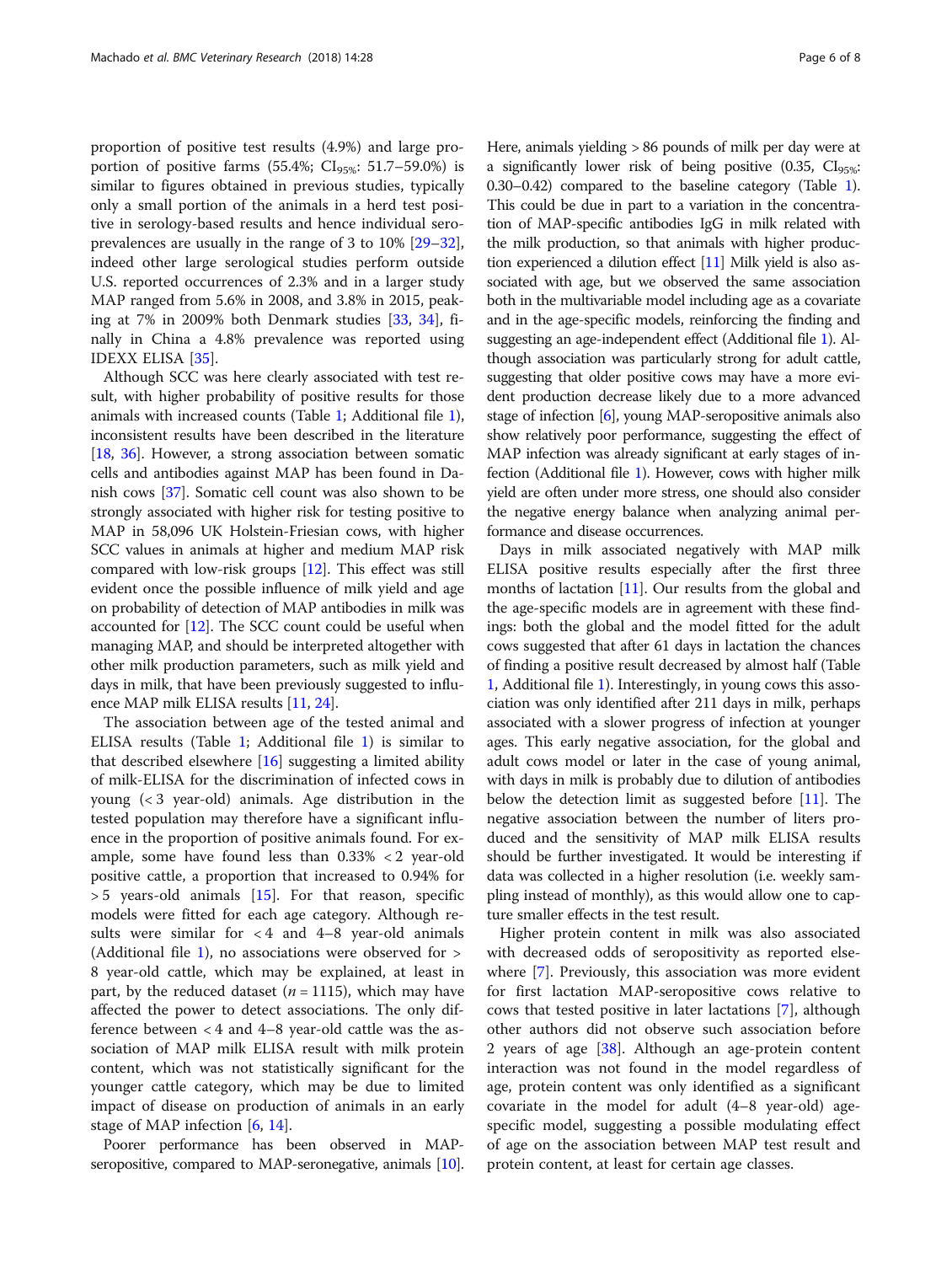proportion of positive test results (4.9%) and large proportion of positive farms (55.4%; $CI_{95\%}$: 51.7–59.0%) is similar to figures obtained in previous studies, typically only a small portion of the animals in a herd test positive in serology-based results and hence individual seroprevalences are usually in the range of 3 to 10% [29–32], indeed other large serological studies perform outside U.S. reported occurrences of 2.3% and in a larger study MAP ranged from 5.6% in 2008, and 3.8% in 2015, peaking at 7% in 2009% both Denmark studies [33, 34], finally in China a 4.8% prevalence was reported using IDEXX ELISA [35].

Although SCC was here clearly associated with test result, with higher probability of positive results for those animals with increased counts (Table 1; Additional file 1), inconsistent results have been described in the literature [18, 36]. However, a strong association between somatic cells and antibodies against MAP has been found in Danish cows [37]. Somatic cell count was also shown to be strongly associated with higher risk for testing positive to MAP in 58,096 UK Holstein-Friesian cows, with higher SCC values in animals at higher and medium MAP risk compared with low-risk groups [12]. This effect was still evident once the possible influence of milk yield and age on probability of detection of MAP antibodies in milk was accounted for [12]. The SCC count could be useful when managing MAP, and should be interpreted altogether with other milk production parameters, such as milk yield and days in milk, that have been previously suggested to influence MAP milk ELISA results [11, 24].

The association between age of the tested animal and ELISA results (Table 1; Additional file 1) is similar to that described elsewhere [16] suggesting a limited ability of milk-ELISA for the discrimination of infected cows in young (< 3 year-old) animals. Age distribution in the tested population may therefore have a significant influence in the proportion of positive animals found. For example, some have found less than 0.33% < 2 year-old positive cattle, a proportion that increased to 0.94% for > 5 years-old animals [15]. For that reason, specific models were fitted for each age category. Although results were similar for < 4 and 4–8 year-old animals (Additional file 1), no associations were observed for > 8 year-old cattle, which may be explained, at least in part, by the reduced dataset ($n = 1115$), which may have affected the power to detect associations. The only difference between < 4 and 4–8 year-old cattle was the association of MAP milk ELISA result with milk protein content, which was not statistically significant for the younger cattle category, which may be due to limited impact of disease on production of animals in an early stage of MAP infection [6, 14].

Poorer performance has been observed in MAP-seropositive, compared to MAP-seronegative, animals [10]. Here, animals yielding > 86 pounds of milk per day were at a significantly lower risk of being positive (0.35, $CI_{95\%}$: 0.30–0.42) compared to the baseline category (Table 1). This could be due in part to a variation in the concentration of MAP-specific antibodies IgG in milk related with the milk production, so that animals with higher production experienced a dilution effect [11] Milk yield is also associated with age, but we observed the same association both in the multivariable model including age as a covariate and in the age-specific models, reinforcing the finding and suggesting an age-independent effect (Additional file 1). Although association was particularly strong for adult cattle, suggesting that older positive cows may have a more evident production decrease likely due to a more advanced stage of infection [6], young MAP-seropositive animals also show relatively poor performance, suggesting the effect of MAP infection was already significant at early stages of infection (Additional file 1). However, cows with higher milk yield are often under more stress, one should also consider the negative energy balance when analyzing animal performance and disease occurrences.

Days in milk associated negatively with MAP milk ELISA positive results especially after the first three months of lactation [11]. Our results from the global and the age-specific models are in agreement with these findings: both the global and the model fitted for the adult cows suggested that after 61 days in lactation the chances of finding a positive result decreased by almost half (Table 1, Additional file 1). Interestingly, in young cows this association was only identified after 211 days in milk, perhaps associated with a slower progress of infection at younger ages. This early negative association, for the global and adult cows model or later in the case of young animal, with days in milk is probably due to dilution of antibodies below the detection limit as suggested before [11]. The negative association between the number of liters produced and the sensitivity of MAP milk ELISA results should be further investigated. It would be interesting if data was collected in a higher resolution (i.e. weekly sampling instead of monthly), as this would allow one to capture smaller effects in the test result.

Higher protein content in milk was also associated with decreased odds of seropositivity as reported elsewhere [7]. Previously, this association was more evident for first lactation MAP-seropositive cows relative to cows that tested positive in later lactations [7], although other authors did not observe such association before 2 years of age [38]. Although an age-protein content interaction was not found in the model regardless of age, protein content was only identified as a significant covariate in the model for adult (4–8 year-old) age-specific model, suggesting a possible modulating effect of age on the association between MAP test result and protein content, at least for certain age classes.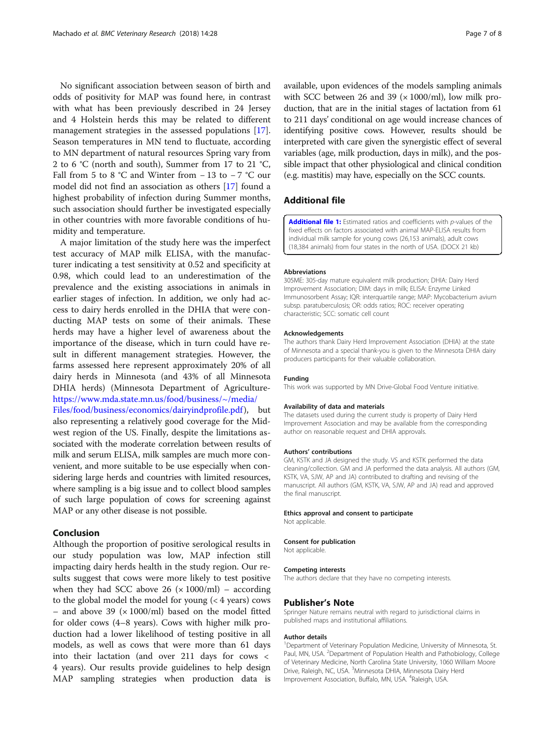No significant association between season of birth and odds of positivity for MAP was found here, in contrast with what has been previously described in 24 Jersey and 4 Holstein herds this may be related to different management strategies in the assessed populations [17]. Season temperatures in MN tend to fluctuate, according to MN department of natural resources Spring vary from 2 to 6 °C (north and south), Summer from 17 to 21 °C, Fall from 5 to 8 °C and Winter from − 13 to − 7 °C our model did not find an association as others [17] found a highest probability of infection during Summer months, such association should further be investigated especially in other countries with more favorable conditions of humidity and temperature.

A major limitation of the study here was the imperfect test accuracy of MAP milk ELISA, with the manufacturer indicating a test sensitivity at 0.52 and specificity at 0.98, which could lead to an underestimation of the prevalence and the existing associations in animals in earlier stages of infection. In addition, we only had access to dairy herds enrolled in the DHIA that were conducting MAP tests on some of their animals. These herds may have a higher level of awareness about the importance of the disease, which in turn could have result in different management strategies. However, the farms assessed here represent approximately 20% of all dairy herds in Minnesota (and 43% of all Minnesota DHIA herds) (Minnesota Department of Agriculture-https://www.mda.state.mn.us/food/business/~/media/Files/food/business/economics/dairyindprofile.pdf), but also representing a relatively good coverage for the Midwest region of the US. Finally, despite the limitations associated with the moderate correlation between results of milk and serum ELISA, milk samples are much more convenient, and more suitable to be use especially when considering large herds and countries with limited resources, where sampling is a big issue and to collect blood samples of such large population of cows for screening against MAP or any other disease is not possible.

## Conclusion

Although the proportion of positive serological results in our study population was low, MAP infection still impacting dairy herds health in the study region. Our results suggest that cows were more likely to test positive when they had SCC above 26 (× 1000/ml) – according to the global model the model for young (< 4 years) cows – and above 39 (× 1000/ml) based on the model fitted for older cows (4–8 years). Cows with higher milk production had a lower likelihood of testing positive in all models, as well as cows that were more than 61 days into their lactation (and over 211 days for cows < 4 years). Our results provide guidelines to help design MAP sampling strategies when production data is available, upon evidences of the models sampling animals with SCC between 26 and 39 (× 1000/ml), low milk production, that are in the initial stages of lactation from 61 to 211 days' conditional on age would increase chances of identifying positive cows. However, results should be interpreted with care given the synergistic effect of several variables (age, milk production, days in milk), and the possible impact that other physiological and clinical condition (e.g. mastitis) may have, especially on the SCC counts.

## Additional file

**Additional file 1:** Estimated ratios and coefficients with *p*-values of the fixed effects on factors associated with animal MAP-ELISA results from individual milk sample for young cows (26,153 animals), adult cows (18,384 animals) from four states in the north of USA. (DOCX 21 kb)

#### Abbreviations

305ME: 305-day mature equivalent milk production; DHIA: Dairy Herd Improvement Association; DIM: days in milk; ELISA: Enzyme Linked Immunosorbent Assay; IQR: interquartile range; MAP: Mycobacterium avium subsp. paratuberculosis; OR: odds ratios; ROC: receiver operating characteristic; SCC: somatic cell count

#### Acknowledgements

The authors thank Dairy Herd Improvement Association (DHIA) at the state of Minnesota and a special thank-you is given to the Minnesota DHIA dairy producers participants for their valuable collaboration.

#### Funding

This work was supported by MN Drive-Global Food Venture initiative.

#### Availability of data and materials

The datasets used during the current study is property of Dairy Herd Improvement Association and may be available from the corresponding author on reasonable request and DHIA approvals.

#### Authors' contributions

GM, KSTK and JA designed the study. VS and KSTK performed the data cleaning/collection. GM and JA performed the data analysis. All authors (GM, KSTK, VA, SJW, AP and JA) contributed to drafting and revising of the manuscript. All authors (GM, KSTK, VA, SJW, AP and JA) read and approved the final manuscript.

#### Ethics approval and consent to participate

Not applicable.

#### Consent for publication

Not applicable.

#### Competing interests

The authors declare that they have no competing interests.

## Publisher's Note

Springer Nature remains neutral with regard to jurisdictional claims in published maps and institutional affiliations.

#### Author details

[1]Department of Veterinary Population Medicine, University of Minnesota, St. Paul, MN, USA. [2]Department of Population Health and Pathobiology, College of Veterinary Medicine, North Carolina State University, 1060 William Moore Drive, Raleigh, NC, USA. [3]Minnesota DHIA, Minnesota Dairy Herd Improvement Association, Buffalo, MN, USA. [4]Raleigh, USA.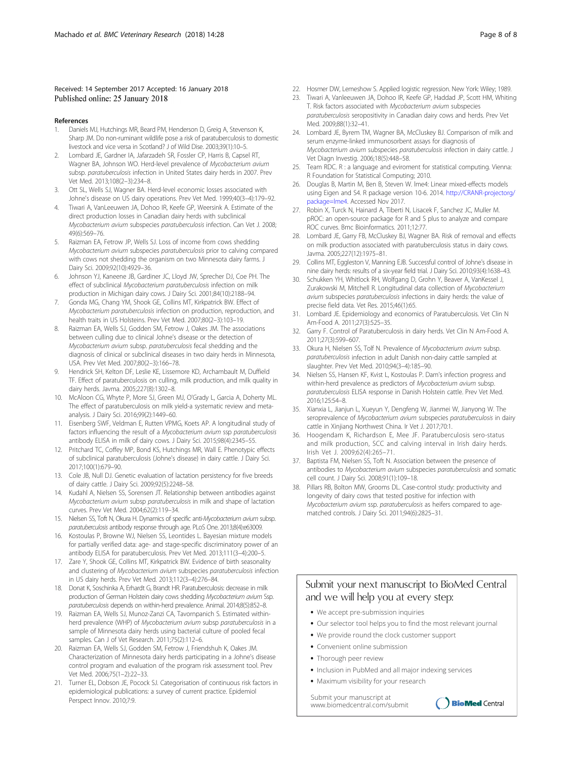Received: 14 September 2017 Accepted: 16 January 2018
Published online: 25 January 2018

## References

1. Daniels MJ, Hutchings MR, Beard PM, Henderson D, Greig A, Stevenson K, Sharp JM. Do non-ruminant wildlife pose a risk of paratuberculosis to domestic livestock and vice versa in Scotland? J of Wild Dise. 2003;39(1):10–5.
2. Lombard JE, Gardner IA, Jafarzadeh SR, Fossler CP, Harris B, Capsel RT, Wagner BA, Johnson WO. Herd-level prevalence of *Mycobacterium avium* subsp. *paratuberculosis* infection in United States dairy herds in 2007. Prev Vet Med. 2013;108(2–3):234–8.
3. Ott SL, Wells SJ, Wagner BA. Herd-level economic losses associated with Johne's disease on US dairy operations. Prev Vet Med. 1999;40(3–4):179–92.
4. Tiwari A, VanLeeuwen JA, Dohoo IR, Keefe GP, Weersink A. Estimate of the direct production losses in Canadian dairy herds with subclinical *Mycobacterium avium* subspecies *paratuberculosis* infection. Can Vet J. 2008;49(6):569–76.
5. Raizman EA, Fetrow JP, Wells SJ. Loss of income from cows shedding *Mycobacterium avium* subspecies *paratuberculosis* prior to calving compared with cows not shedding the organism on two Minnesota dairy farms. J Dairy Sci. 2009;92(10):4929–36.
6. Johnson YJ, Kaneene JB, Gardiner JC, Lloyd JW, Sprecher DJ, Coe PH. The effect of subclinical *Mycobacterium paratuberculosis* infection on milk production in Michigan dairy cows. J Dairy Sci. 2001;84(10):2188–94.
7. Gonda MG, Chang YM, Shook GE, Collins MT, Kirkpatrick BW. Effect of *Mycobacterium paratuberculosis* infection on production, reproduction, and health traits in US Holsteins. Prev Vet Med. 2007;80(2–3):103–19.
8. Raizman EA, Wells SJ, Godden SM, Fetrow J, Oakes JM. The associations between culling due to clinical Johne's disease or the detection of *Mycobacterium avium* subsp. *paratuberculosis* fecal shedding and the diagnosis of clinical or subclinical diseases in two dairy herds in Minnesota, USA. Prev Vet Med. 2007;80(2–3):166–78.
9. Hendrick SH, Kelton DF, Leslie KE, Lissemore KD, Archambault M, Duffield TF. Effect of paratuberculosis on culling, milk production, and milk quality in dairy herds. Javma. 2005;227(8):1302–8.
10. McAloon CG, Whyte P, More SJ, Green MJ, O'Grady L, Garcia A, Doherty ML. The effect of paratuberculosis on milk yield-a systematic review and meta-analysis. J Dairy Sci. 2016;99(2):1449–60.
11. Eisenberg SWF, Veldman E, Rutten VPMG, Koets AP. A longitudinal study of factors influencing the result of a *Mycobacterium avium* ssp *paratuberculosis* antibody ELISA in milk of dairy cows. J Dairy Sci. 2015;98(4):2345–55.
12. Pritchard TC, Coffey MP, Bond KS, Hutchings MR, Wall E. Phenotypic effects of subclinical paratuberculosis (Johne's disease) in dairy cattle. J Dairy Sci. 2017;100(1):679–90.
13. Cole JB, Null DJ. Genetic evaluation of lactation persistency for five breeds of dairy cattle. J Dairy Sci. 2009;92(5):2248–58.
14. Kudahl A, Nielsen SS, Sorensen JT. Relationship between antibodies against *Mycobacterium avium* subsp *paratuberculosis* in milk and shape of lactation curves. Prev Vet Med. 2004;62(2):119–34.
15. Nielsen SS, Toft N, Okura H. Dynamics of specific anti-*Mycobacterium avium* subsp. *paratuberculosis* antibody response through age. PLoS One. 2013;8(4):e63009.
16. Kostoulas P, Browne WJ, Nielsen SS, Leontides L. Bayesian mixture models for partially verified data: age- and stage-specific discriminatory power of an antibody ELISA for paratuberculosis. Prev Vet Med. 2013;111(3–4):200–5.
17. Zare Y, Shook GE, Collins MT, Kirkpatrick BW. Evidence of birth seasonality and clustering of *Mycobacterium avium* subspecies *paratuberculosis* infection in US dairy herds. Prev Vet Med. 2013;112(3–4):276–84.
18. Donat K, Soschinka A, Erhardt G, Brandt HR. Paratuberculosis: decrease in milk production of German Holstein dairy cows shedding *Mycobacterium avium* Ssp. *paratuberculosis* depends on within-herd prevalence. Animal. 2014;8(5):852–8.
19. Raizman EA, Wells SJ, Munoz-Zanzi CA, Tavornpanich S. Estimated within-herd prevalence (WHP) of *Mycobacterium avium* subsp *paratuberculosis* in a sample of Minnesota dairy herds using bacterial culture of pooled fecal samples. Can J of Vet Research. 2011;75(2):112–6.
20. Raizman EA, Wells SJ, Godden SM, Fetrow J, Friendshuh K, Oakes JM. Characterization of Minnesota dairy herds participating in a Johne's disease control program and evaluation of the program risk assessment tool. Prev Vet Med. 2006;75(1–2):22–33.
21. Turner EL, Dobson JE, Pocock SJ. Categorisation of continuous risk factors in epidemiological publications: a survey of current practice. Epidemiol Perspect Innov. 2010;7:9.
22. Hosmer DW, Lemeshow S. Applied logistic regression. New York: Wiley; 1989.
23. Tiwari A, Vanleeuwen JA, Dohoo IR, Keefe GP, Haddad JP, Scott HM, Whiting T. Risk factors associated with *Mycobacterium avium* subspecies *paratuberculosis* seropositivity in Canadian dairy cows and herds. Prev Vet Med. 2009;88(1):32–41.
24. Lombard JE, Byrem TM, Wagner BA, McCluskey BJ. Comparison of milk and serum enzyme-linked immunosorbent assays for diagnosis of *Mycobacterium avium* subspecies *paratuberculosis* infection in dairy cattle. J Vet Diagn Investig. 2006;18(5):448–58.
25. Team RDC. R : a language and eviroment for statistical computing. Vienna: R Foundation for Statistical Computing; 2010.
26. Douglas B, Martin M, Ben B, Steven W. lme4: Linear mixed-effects models using Eigen and S4. R package version 10-6. 2014. http://CRANR-projectorg/package=lme4. Accessed Nov 2017.
27. Robin X, Turck N, Hainard A, Tiberti N, Lisacek F, Sanchez JC, Muller M. pROC: an open-source package for R and S plus to analyze and compare ROC curves. Bmc Bioinformatics. 2011;12:77.
28. Lombard JE, Garry FB, McCluskey BJ, Wagner BA. Risk of removal and effects on milk production associated with paratuberculosis status in dairy cows. Javma. 2005;227(12):1975–81.
29. Collins MT, Eggleston V, Manning EJB. Successful control of Johne's disease in nine dairy herds: results of a six-year field trial. J Dairy Sci. 2010;93(4):1638–43.
30. Schukken YH, Whitlock RH, Wolfgang D, Grohn Y, Beaver A, VanKessel J, Zurakowski M, Mitchell R. Longitudinal data collection of *Mycobacterium avium* subspecies *paratuberculosis* infections in dairy herds: the value of precise field data. Vet Res. 2015;46(1):65.
31. Lombard JE. Epidemiology and economics of Paratuberculosis. Vet Clin N Am-Food A. 2011;27(3):525–35.
32. Garry F. Control of Paratuberculosis in dairy herds. Vet Clin N Am-Food A. 2011;27(3):599–607.
33. Okura H, Nielsen SS, Tolf N. Prevalence of *Mycobacterium avium* subsp. *paratuberculosis* infection in adult Danish non-dairy cattle sampled at slaughter. Prev Vet Med. 2010;94(3–4):185–90.
34. Nielsen SS, Hansen KF, Kvist L, Kostoulas P. Dam's infection progress and within-herd prevalence as predictors of *Mycobacterium avium* subsp. *paratuberculosis* ELISA response in Danish Holstein cattle. Prev Vet Med. 2016;125:54–8.
35. Xianxia L, Jianjun L, Xueyun Y, Dengfeng W, Jianmei W, Jianyong W. The seroprevalence of *Mycobacterium avium* subspecies *paratuberculosis* in dairy cattle in Xinjiang Northwest China. Ir Vet J. 2017;70:1.
36. Hoogendam K, Richardson E, Mee JF. Paratuberculosis sero-status and milk production, SCC and calving interval in Irish dairy herds. Irish Vet J. 2009;62(4):265–71.
37. Baptista FM, Nielsen SS, Toft N. Association between the presence of antibodies to *Mycobacterium avium* subspecies *paratuberculosis* and somatic cell count. J Dairy Sci. 2008;91(1):109–18.
38. Pillars RB, Bolton MW, Grooms DL. Case-control study: productivity and longevity of dairy cows that tested positive for infection with *Mycobacterium avium* ssp. *paratuberculosis* as heifers compared to age-matched controls. J Dairy Sci. 2011;94(6):2825–31.

Submit your next manuscript to BioMed Central and we will help you at every step:

- We accept pre-submission inquiries
- Our selector tool helps you to find the most relevant journal
- We provide round the clock customer support
- Convenient online submission
- Thorough peer review
- Inclusion in PubMed and all major indexing services
- Maximum visibility for your research

Submit your manuscript at www.biomedcentral.com/submit